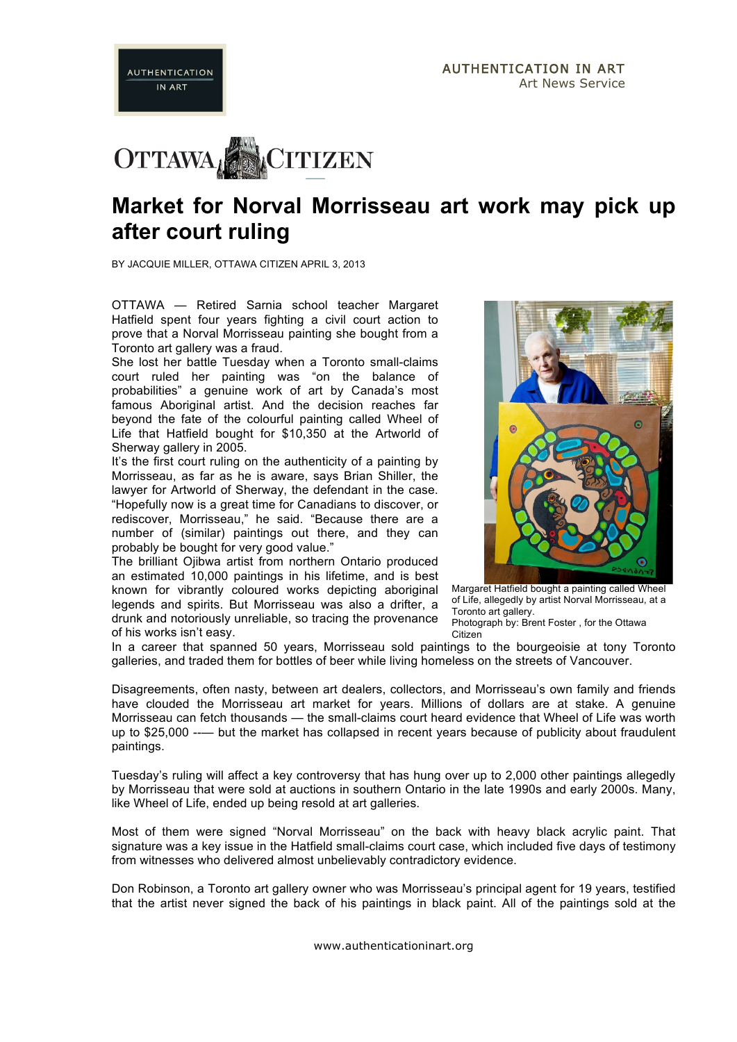# Market for Norval Morrisseau art work may pick up after court ruling

BY JACQUIE MILLER, OTTAWA CITIZEN APRIL 3, 2013

OTTAWA — Retired Sarnia school teacher Margaret Hatfield spent four years fighting a civil court action to prove that a Norval Morrisseau painting she bought from a Toronto art gallery was a fraud.

She lost her battle Tuesday when a Toronto small-claims court ruled her painting was "on the balance of probabilities" a genuine work of art by Canada's most famous Aboriginal artist. And the decision reaches far beyond the fate of the colourful painting called Wheel of Life that Hatfield bought for $10,350 at the Artworld of Sherway gallery in 2005.

It's the first court ruling on the authenticity of a painting by Morrisseau, as far as he is aware, says Brian Shiller, the lawyer for Artworld of Sherway, the defendant in the case. "Hopefully now is a great time for Canadians to discover, or rediscover, Morrisseau," he said. "Because there are a number of (similar) paintings out there, and they can probably be bought for very good value."

The brilliant Ojibwa artist from northern Ontario produced an estimated 10,000 paintings in his lifetime, and is best known for vibrantly coloured works depicting aboriginal legends and spirits. But Morrisseau was also a drifter, a drunk and notoriously unreliable, so tracing the provenance of his works isn't easy.

Margaret Hatfield bought a painting called Wheel of Life, allegedly by artist Norval Morrisseau, at a Toronto art gallery.
Photograph by: Brent Foster , for the Ottawa Citizen

In a career that spanned 50 years, Morrisseau sold paintings to the bourgeoisie at tony Toronto galleries, and traded them for bottles of beer while living homeless on the streets of Vancouver.

Disagreements, often nasty, between art dealers, collectors, and Morrisseau's own family and friends have clouded the Morrisseau art market for years. Millions of dollars are at stake. A genuine Morrisseau can fetch thousands — the small-claims court heard evidence that Wheel of Life was worth up to $25,000 -–– but the market has collapsed in recent years because of publicity about fraudulent paintings.

Tuesday's ruling will affect a key controversy that has hung over up to 2,000 other paintings allegedly by Morrisseau that were sold at auctions in southern Ontario in the late 1990s and early 2000s. Many, like Wheel of Life, ended up being resold at art galleries.

Most of them were signed "Norval Morrisseau" on the back with heavy black acrylic paint. That signature was a key issue in the Hatfield small-claims court case, which included five days of testimony from witnesses who delivered almost unbelievably contradictory evidence.

Don Robinson, a Toronto art gallery owner who was Morrisseau's principal agent for 19 years, testified that the artist never signed the back of his paintings in black paint. All of the paintings sold at the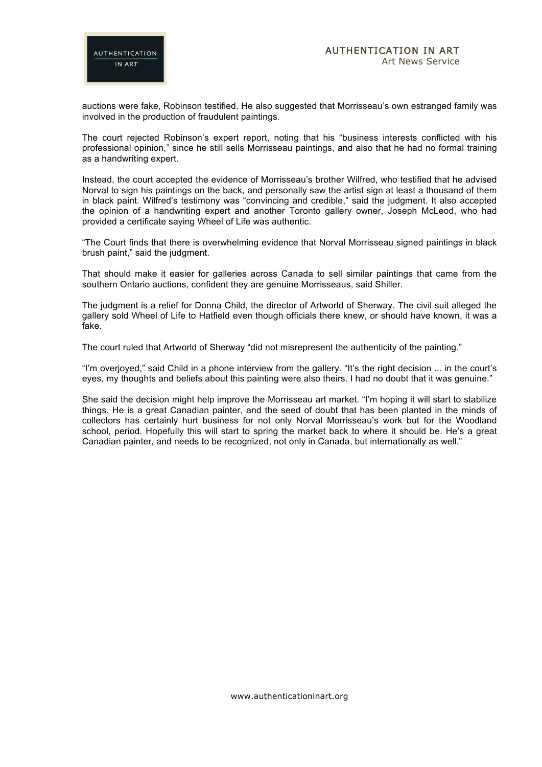auctions were fake, Robinson testified. He also suggested that Morrisseau's own estranged family was involved in the production of fraudulent paintings.

The court rejected Robinson's expert report, noting that his "business interests conflicted with his professional opinion," since he still sells Morrisseau paintings, and also that he had no formal training as a handwriting expert.

Instead, the court accepted the evidence of Morrisseau's brother Wilfred, who testified that he advised Norval to sign his paintings on the back, and personally saw the artist sign at least a thousand of them in black paint. Wilfred's testimony was "convincing and credible," said the judgment. It also accepted the opinion of a handwriting expert and another Toronto gallery owner, Joseph McLeod, who had provided a certificate saying Wheel of Life was authentic.

"The Court finds that there is overwhelming evidence that Norval Morrisseau signed paintings in black brush paint," said the judgment.

That should make it easier for galleries across Canada to sell similar paintings that came from the southern Ontario auctions, confident they are genuine Morrisseaus, said Shiller.

The judgment is a relief for Donna Child, the director of Artworld of Sherway. The civil suit alleged the gallery sold Wheel of Life to Hatfield even though officials there knew, or should have known, it was a fake.

The court ruled that Artworld of Sherway "did not misrepresent the authenticity of the painting."

"I'm overjoyed," said Child in a phone interview from the gallery. "It's the right decision ... in the court's eyes, my thoughts and beliefs about this painting were also theirs. I had no doubt that it was genuine."

She said the decision might help improve the Morrisseau art market. "I'm hoping it will start to stabilize things. He is a great Canadian painter, and the seed of doubt that has been planted in the minds of collectors has certainly hurt business for not only Norval Morrisseau's work but for the Woodland school, period. Hopefully this will start to spring the market back to where it should be. He's a great Canadian painter, and needs to be recognized, not only in Canada, but internationally as well."